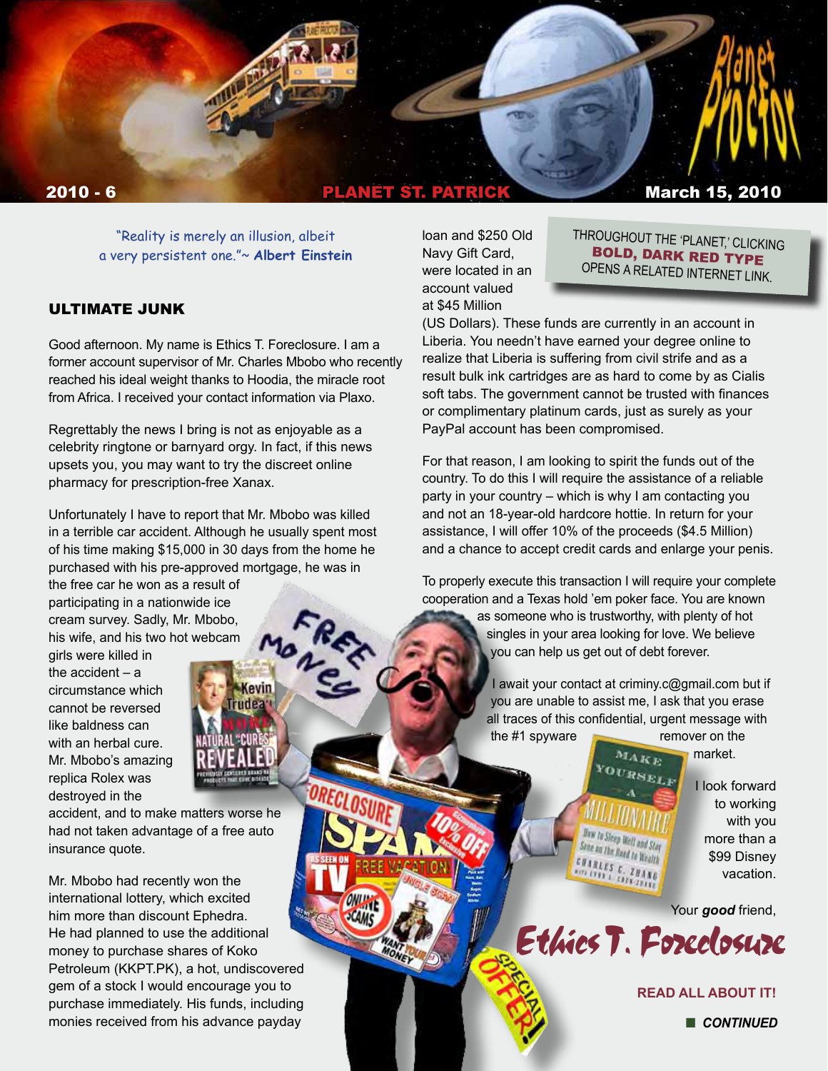# Planet Proctor

**2010 - 6** **PLANET ST. PATRICK** **March 15, 2010**

"Reality is merely an illusion, albeit a very persistent one."~ **Albert Einstein**

THROUGHOUT THE 'PLANET,' CLICKING **BOLD, DARK RED TYPE** OPENS A RELATED INTERNET LINK.

## ULTIMATE JUNK

Good afternoon. My name is Ethics T. Foreclosure. I am a former account supervisor of Mr. Charles Mbobo who recently reached his ideal weight thanks to Hoodia, the miracle root from Africa. I received your contact information via Plaxo.

Regrettably the news I bring is not as enjoyable as a celebrity ringtone or barnyard orgy. In fact, if this news upsets you, you may want to try the discreet online pharmacy for prescription-free Xanax.

Unfortunately I have to report that Mr. Mbobo was killed in a terrible car accident. Although he usually spent most of his time making $15,000 in 30 days from the home he purchased with his pre-approved mortgage, he was in the free car he won as a result of participating in a nationwide ice cream survey. Sadly, Mr. Mbobo, his wife, and his two hot webcam girls were killed in the accident – a circumstance which cannot be reversed like baldness can with an herbal cure. Mr. Mbobo's amazing replica Rolex was destroyed in the accident, and to make matters worse he had not taken advantage of a free auto insurance quote.

Mr. Mbobo had recently won the international lottery, which excited him more than discount Ephedra. He had planned to use the additional money to purchase shares of Koko Petroleum (KKPT.PK), a hot, undiscovered gem of a stock I would encourage you to purchase immediately. His funds, including monies received from his advance payday loan and $250 Old Navy Gift Card, were located in an account valued at $45 Million (US Dollars). These funds are currently in an account in Liberia. You needn't have earned your degree online to realize that Liberia is suffering from civil strife and as a result bulk ink cartridges are as hard to come by as Cialis soft tabs. The government cannot be trusted with finances or complimentary platinum cards, just as surely as your PayPal account has been compromised.

For that reason, I am looking to spirit the funds out of the country. To do this I will require the assistance of a reliable party in your country – which is why I am contacting you and not an 18-year-old hardcore hottie. In return for your assistance, I will offer 10% of the proceeds ($4.5 Million) and a chance to accept credit cards and enlarge your penis.

To properly execute this transaction I will require your complete cooperation and a Texas hold 'em poker face. You are known as someone who is trustworthy, with plenty of hot singles in your area looking for love. We believe you can help us get out of debt forever.

I await your contact at criminy.c@gmail.com but if you are unable to assist me, I ask that you erase all traces of this confidential, urgent message with the #1 spyware remover on the market.

I look forward to working with you more than a $99 Disney vacation.

Your ***good*** friend,

Ethics T. Foreclosure

**READ ALL ABOUT IT!**

***CONTINUED***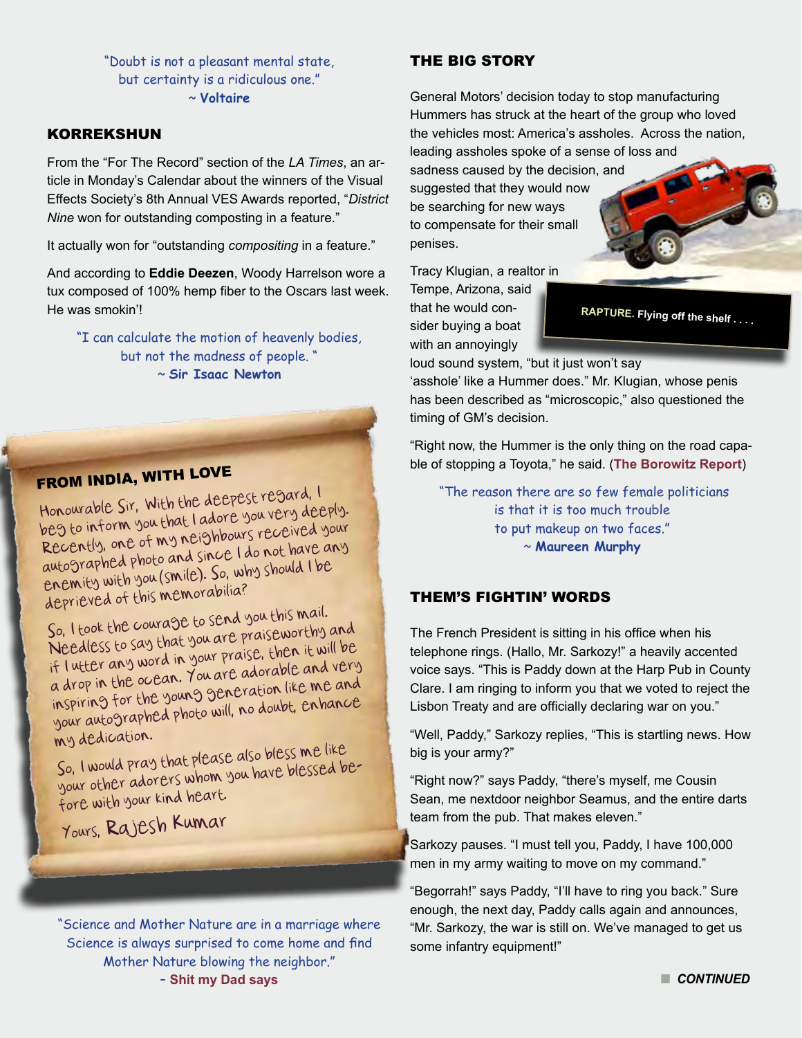"Doubt is not a pleasant mental state, but certainty is a ridiculous one."
~ **Voltaire**

## KORREKSHUN

From the "For The Record" section of the *LA Times*, an article in Monday's Calendar about the winners of the Visual Effects Society's 8th Annual VES Awards reported, "*District Nine* won for outstanding composting in a feature."

It actually won for "outstanding *compositing* in a feature."

And according to **Eddie Deezen**, Woody Harrelson wore a tux composed of 100% hemp fiber to the Oscars last week. He was smokin'!

"I can calculate the motion of heavenly bodies, but not the madness of people."
~ **Sir Isaac Newton**

## FROM INDIA, WITH LOVE

Honourable Sir, With the deepest regard, I beg to inform you that I adore you very deeply. Recently, one of my neighbours received your autographed photo and since I do not have any enemity with you (smile). So, why should I be deprieved of this memorabilia?

So, I took the courage to send you this mail. Needless to say that you are praiseworthy and if I utter any word in your praise, then it will be a drop in the ocean. You are adorable and very inspiring for the young generation like me and your autographed photo will, no doubt, enhance my dedication.

So, I would pray that please also bless me like your other adorers whom you have blessed before with your kind heart.

Yours, Rajesh Kumar

"Science and Mother Nature are in a marriage where Science is always surprised to come home and find Mother Nature blowing the neighbor."
– **Shit my Dad says**

## THE BIG STORY

General Motors' decision today to stop manufacturing Hummers has struck at the heart of the group who loved the vehicles most: America's assholes. Across the nation, leading assholes spoke of a sense of loss and sadness caused by the decision, and suggested that they would now be searching for new ways to compensate for their small penises.

RAPTURE. Flying off the shelf . . . .

Tracy Klugian, a realtor in Tempe, Arizona, said that he would consider buying a boat with an annoyingly loud sound system, "but it just won't say 'asshole' like a Hummer does." Mr. Klugian, whose penis has been described as "microscopic," also questioned the timing of GM's decision.

"Right now, the Hummer is the only thing on the road capable of stopping a Toyota," he said. (**The Borowitz Report**)

"The reason there are so few female politicians is that it is too much trouble to put makeup on two faces."
~ **Maureen Murphy**

## THEM'S FIGHTIN' WORDS

The French President is sitting in his office when his telephone rings. (Hallo, Mr. Sarkozy!" a heavily accented voice says. "This is Paddy down at the Harp Pub in County Clare. I am ringing to inform you that we voted to reject the Lisbon Treaty and are officially declaring war on you."

"Well, Paddy," Sarkozy replies, "This is startling news. How big is your army?"

"Right now?" says Paddy, "there's myself, me Cousin Sean, me nextdoor neighbor Seamus, and the entire darts team from the pub. That makes eleven."

Sarkozy pauses. "I must tell you, Paddy, I have 100,000 men in my army waiting to move on my command."

"Begorrah!" says Paddy, "I'll have to ring you back." Sure enough, the next day, Paddy calls again and announces, "Mr. Sarkozy, the war is still on. We've managed to get us some infantry equipment!"

***CONTINUED***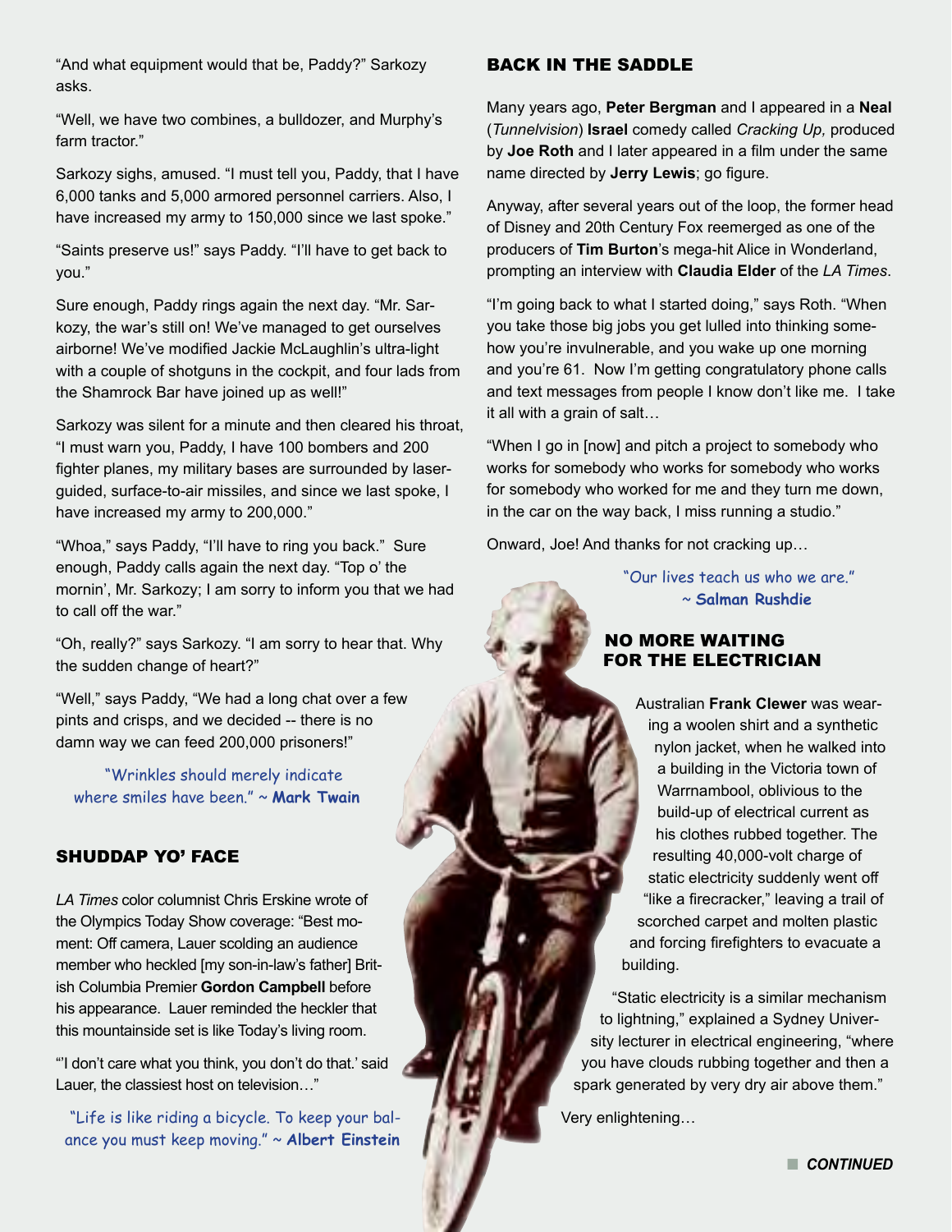"And what equipment would that be, Paddy?" Sarkozy asks.

"Well, we have two combines, a bulldozer, and Murphy's farm tractor."

Sarkozy sighs, amused. "I must tell you, Paddy, that I have 6,000 tanks and 5,000 armored personnel carriers. Also, I have increased my army to 150,000 since we last spoke."

"Saints preserve us!" says Paddy. "I'll have to get back to you."

Sure enough, Paddy rings again the next day. "Mr. Sarkozy, the war's still on! We've managed to get ourselves airborne! We've modified Jackie McLaughlin's ultra-light with a couple of shotguns in the cockpit, and four lads from the Shamrock Bar have joined up as well!"

Sarkozy was silent for a minute and then cleared his throat, "I must warn you, Paddy, I have 100 bombers and 200 fighter planes, my military bases are surrounded by laser-guided, surface-to-air missiles, and since we last spoke, I have increased my army to 200,000."

"Whoa," says Paddy, "I'll have to ring you back." Sure enough, Paddy calls again the next day. "Top o' the mornin', Mr. Sarkozy; I am sorry to inform you that we had to call off the war."

"Oh, really?" says Sarkozy. "I am sorry to hear that. Why the sudden change of heart?"

"Well," says Paddy, "We had a long chat over a few pints and crisps, and we decided -- there is no damn way we can feed 200,000 prisoners!"

"Wrinkles should merely indicate where smiles have been." ~ **Mark Twain**

## SHUDDAP YO' FACE

*LA Times* color columnist Chris Erskine wrote of the Olympics Today Show coverage: "Best moment: Off camera, Lauer scolding an audience member who heckled [my son-in-law's father] British Columbia Premier **Gordon Campbell** before his appearance. Lauer reminded the heckler that this mountainside set is like Today's living room.

"'I don't care what you think, you don't do that.' said Lauer, the classiest host on television…"

"Life is like riding a bicycle. To keep your balance you must keep moving." ~ **Albert Einstein**

## BACK IN THE SADDLE

Many years ago, **Peter Bergman** and I appeared in a **Neal** (*Tunnelvision*) **Israel** comedy called *Cracking Up,* produced by **Joe Roth** and I later appeared in a film under the same name directed by **Jerry Lewis**; go figure.

Anyway, after several years out of the loop, the former head of Disney and 20th Century Fox reemerged as one of the producers of **Tim Burton**'s mega-hit Alice in Wonderland, prompting an interview with **Claudia Elder** of the *LA Times*.

"I'm going back to what I started doing," says Roth. "When you take those big jobs you get lulled into thinking somehow you're invulnerable, and you wake up one morning and you're 61. Now I'm getting congratulatory phone calls and text messages from people I know don't like me. I take it all with a grain of salt…

"When I go in [now] and pitch a project to somebody who works for somebody who works for somebody who works for somebody who worked for me and they turn me down, in the car on the way back, I miss running a studio."

Onward, Joe! And thanks for not cracking up…

"Our lives teach us who we are." ~ **Salman Rushdie**

## NO MORE WAITING FOR THE ELECTRICIAN

Australian **Frank Clewer** was wearing a woolen shirt and a synthetic nylon jacket, when he walked into a building in the Victoria town of Warrnambool, oblivious to the build-up of electrical current as his clothes rubbed together. The resulting 40,000-volt charge of static electricity suddenly went off "like a firecracker," leaving a trail of scorched carpet and molten plastic and forcing firefighters to evacuate a building.

"Static electricity is a similar mechanism to lightning," explained a Sydney University lecturer in electrical engineering, "where you have clouds rubbing together and then a spark generated by very dry air above them."

Very enlightening…

**CONTINUED**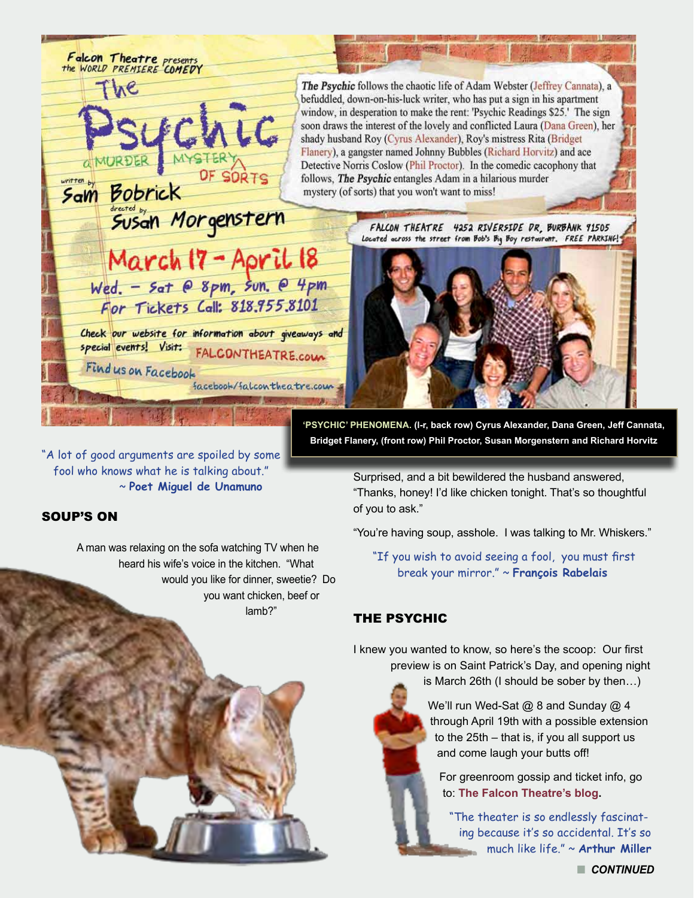Falcon Theatre presents the WORLD PREMIERE COMEDY

# The Psychic

a MURDER MYSTERY OF SORTS

written by **Sam Bobrick**

directed by **Susan Morgenstern**

March 17 – April 18

Wed. – Sat @ 8pm, Sun. @ 4pm

For Tickets Call: 818.955.8101

Check our website for information about giveaways and special events! Visit: FALCONTHEATRE.com

Find us on Facebook facebook/falcontheatre.com

***The Psychic*** follows the chaotic life of Adam Webster (Jeffrey Cannata), a befuddled, down-on-his-luck writer, who has put a sign in his apartment window, in desperation to make the rent: 'Psychic Readings $25.' The sign soon draws the interest of the lovely and conflicted Laura (Dana Green), her shady husband Roy (Cyrus Alexander), Roy's mistress Rita (Bridget Flanery), a gangster named Johnny Bubbles (Richard Horvitz) and ace Detective Norris Coslow (Phil Proctor). In the comedic cacophony that follows, ***The Psychic*** entangles Adam in a hilarious murder mystery (of sorts) that you won't want to miss!

FALCON THEATRE 4252 RIVERSIDE DR, BURBANK 91505
Located across the street from Bob's Big Boy restaurant. FREE PARKING!

**'PSYCHIC' PHENOMENA. (l-r, back row) Cyrus Alexander, Dana Green, Jeff Cannata, Bridget Flanery, (front row) Phil Proctor, Susan Morgenstern and Richard Horvitz**

"A lot of good arguments are spoiled by some fool who knows what he is talking about." ~ **Poet Miguel de Unamuno**

## SOUP'S ON

A man was relaxing on the sofa watching TV when he heard his wife's voice in the kitchen. "What would you like for dinner, sweetie? Do you want chicken, beef or lamb?"

Surprised, and a bit bewildered the husband answered, "Thanks, honey! I'd like chicken tonight. That's so thoughtful of you to ask."

"You're having soup, asshole. I was talking to Mr. Whiskers."

"If you wish to avoid seeing a fool, you must first break your mirror." ~ **François Rabelais**

## THE PSYCHIC

I knew you wanted to know, so here's the scoop: Our first preview is on Saint Patrick's Day, and opening night is March 26th (I should be sober by then…)

We'll run Wed-Sat @ 8 and Sunday @ 4 through April 19th with a possible extension to the 25th – that is, if you all support us and come laugh your butts off!

For greenroom gossip and ticket info, go to: **The Falcon Theatre's blog.**

"The theater is so endlessly fascinating because it's so accidental. It's so much like life." ~ **Arthur Miller**

***CONTINUED***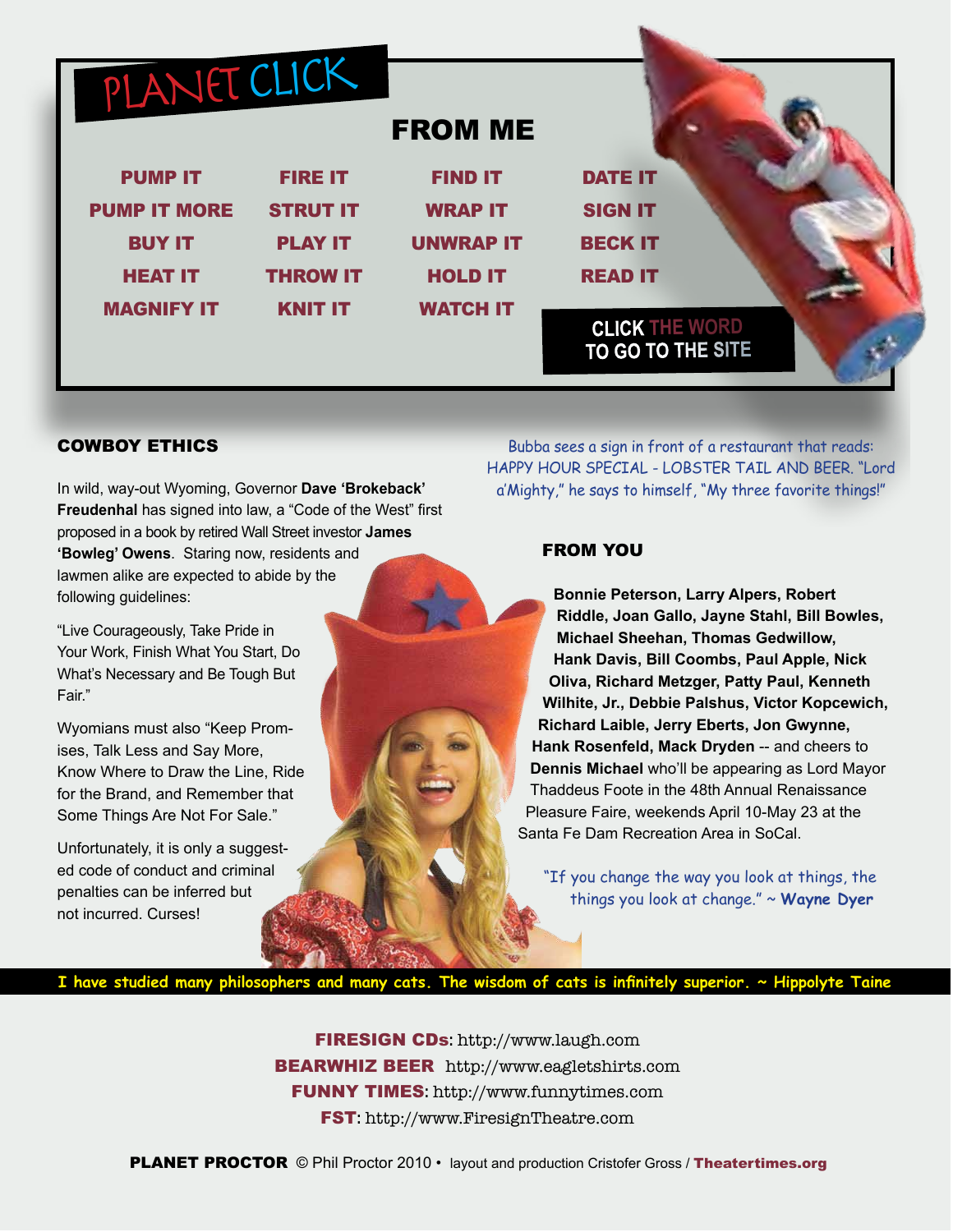# PLANET CLICK

## FROM ME

PUMP IT
PUMP IT MORE
BUY IT
HEAT IT
MAGNIFY IT
FIRE IT
STRUT IT
PLAY IT
THROW IT
KNIT IT
FIND IT
WRAP IT
UNWRAP IT
HOLD IT
WATCH IT
DATE IT
SIGN IT
BECK IT
READ IT

**CLICK THE WORD TO GO TO THE SITE**

## COWBOY ETHICS

In wild, way-out Wyoming, Governor **Dave 'Brokeback' Freudenhal** has signed into law, a "Code of the West" first proposed in a book by retired Wall Street investor **James 'Bowleg' Owens**. Staring now, residents and lawmen alike are expected to abide by the following guidelines:

"Live Courageously, Take Pride in Your Work, Finish What You Start, Do What's Necessary and Be Tough But Fair."

Wyomians must also "Keep Promises, Talk Less and Say More, Know Where to Draw the Line, Ride for the Brand, and Remember that Some Things Are Not For Sale."

Unfortunately, it is only a suggested code of conduct and criminal penalties can be inferred but not incurred. Curses!

Bubba sees a sign in front of a restaurant that reads: HAPPY HOUR SPECIAL - LOBSTER TAIL AND BEER. "Lord a'Mighty," he says to himself, "My three favorite things!"

## FROM YOU

**Bonnie Peterson, Larry Alpers, Robert Riddle, Joan Gallo, Jayne Stahl, Bill Bowles, Michael Sheehan, Thomas Gedwillow, Hank Davis, Bill Coombs, Paul Apple, Nick Oliva, Richard Metzger, Patty Paul, Kenneth Wilhite, Jr., Debbie Palshus, Victor Kopcewich, Richard Laible, Jerry Eberts, Jon Gwynne, Hank Rosenfeld, Mack Dryden** -- and cheers to **Dennis Michael** who'll be appearing as Lord Mayor Thaddeus Foote in the 48th Annual Renaissance Pleasure Faire, weekends April 10-May 23 at the Santa Fe Dam Recreation Area in SoCal.

"If you change the way you look at things, the things you look at change." ~ **Wayne Dyer**

**I have studied many philosophers and many cats. The wisdom of cats is infinitely superior. ~ Hippolyte Taine**

**FIRESIGN CDs**: http://www.laugh.com
**BEARWHIZ BEER** http://www.eagletshirts.com
**FUNNY TIMES**: http://www.funnytimes.com
**FST**: http://www.FiresignTheatre.com

**PLANET PROCTOR** © Phil Proctor 2010 • layout and production Cristofer Gross / **Theatertimes.org**